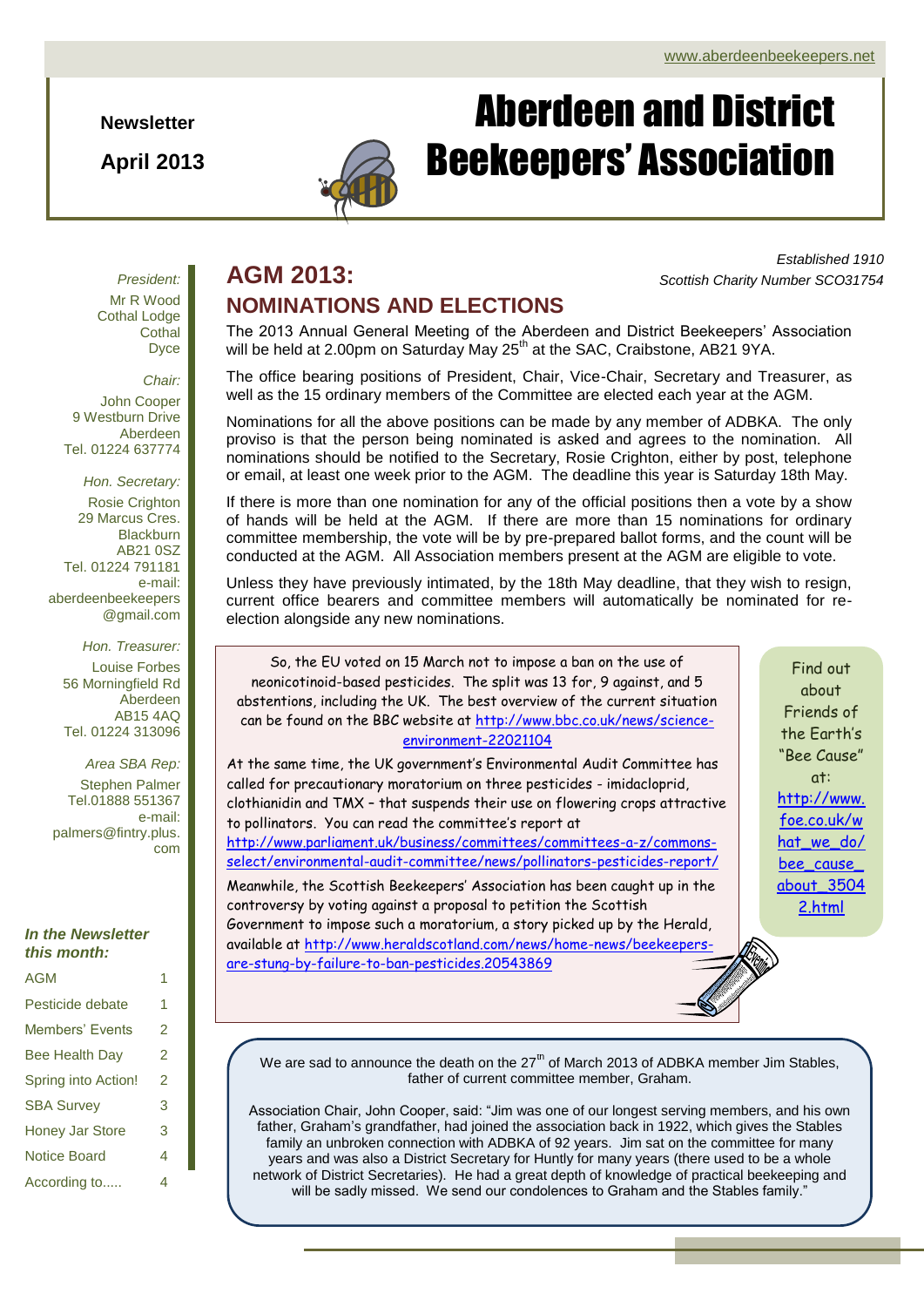www.aberdeenbeekeepers.net

**Newsletter**

**April 2013**

# Aberdeen and District Beekeepers' Association

*Established 1910*
*Scottish Charity Number SCO31754*

*President:*
Mr R Wood
Cothal Lodge
Cothal
Dyce

*Chair:*
John Cooper
9 Westburn Drive
Aberdeen
Tel. 01224 637774

*Hon. Secretary:*
Rosie Crighton
29 Marcus Cres.
Blackburn
AB21 0SZ
Tel. 01224 791181
e-mail:
aberdeenbeekeepers@gmail.com

*Hon. Treasurer:*
Louise Forbes
56 Morningfield Rd
Aberdeen
AB15 4AQ
Tel. 01224 313096

*Area SBA Rep:*
Stephen Palmer
Tel.01888 551367
e-mail:
palmers@fintry.plus.com

***In the Newsletter this month:***

| | |
|---|---|
| AGM | 1 |
| Pesticide debate | 1 |
| Members' Events | 2 |
| Bee Health Day | 2 |
| Spring into Action! | 2 |
| SBA Survey | 3 |
| Honey Jar Store | 3 |
| Notice Board | 4 |
| According to..... | 4 |

## AGM 2013:
## NOMINATIONS AND ELECTIONS

The 2013 Annual General Meeting of the Aberdeen and District Beekeepers' Association will be held at 2.00pm on Saturday May 25th at the SAC, Craibstone, AB21 9YA.

The office bearing positions of President, Chair, Vice-Chair, Secretary and Treasurer, as well as the 15 ordinary members of the Committee are elected each year at the AGM.

Nominations for all the above positions can be made by any member of ADBKA. The only proviso is that the person being nominated is asked and agrees to the nomination. All nominations should be notified to the Secretary, Rosie Crighton, either by post, telephone or email, at least one week prior to the AGM. The deadline this year is Saturday 18th May.

If there is more than one nomination for any of the official positions then a vote by a show of hands will be held at the AGM. If there are more than 15 nominations for ordinary committee membership, the vote will be by pre-prepared ballot forms, and the count will be conducted at the AGM. All Association members present at the AGM are eligible to vote.

Unless they have previously intimated, by the 18th May deadline, that they wish to resign, current office bearers and committee members will automatically be nominated for re-election alongside any new nominations.

So, the EU voted on 15 March not to impose a ban on the use of neonicotinoid-based pesticides. The split was 13 for, 9 against, and 5 abstentions, including the UK. The best overview of the current situation can be found on the BBC website at http://www.bbc.co.uk/news/science-environment-22021104

At the same time, the UK government's Environmental Audit Committee has called for precautionary moratorium on three pesticides - imidacloprid, clothianidin and TMX – that suspends their use on flowering crops attractive to pollinators. You can read the committee's report at http://www.parliament.uk/business/committees/committees-a-z/commons-select/environmental-audit-committee/news/pollinators-pesticides-report/

Meanwhile, the Scottish Beekeepers' Association has been caught up in the controversy by voting against a proposal to petition the Scottish Government to impose such a moratorium, a story picked up by the Herald, available at http://www.heraldscotland.com/news/home-news/beekeepers-are-stung-by-failure-to-ban-pesticides.20543869

Find out about Friends of the Earth's "Bee Cause" at: http://www.foe.co.uk/what_we_do/bee_cause_about_35042.html

We are sad to announce the death on the 27th of March 2013 of ADBKA member Jim Stables, father of current committee member, Graham.

Association Chair, John Cooper, said: "Jim was one of our longest serving members, and his own father, Graham's grandfather, had joined the association back in 1922, which gives the Stables family an unbroken connection with ADBKA of 92 years. Jim sat on the committee for many years and was also a District Secretary for Huntly for many years (there used to be a whole network of District Secretaries). He had a great depth of knowledge of practical beekeeping and will be sadly missed. We send our condolences to Graham and the Stables family."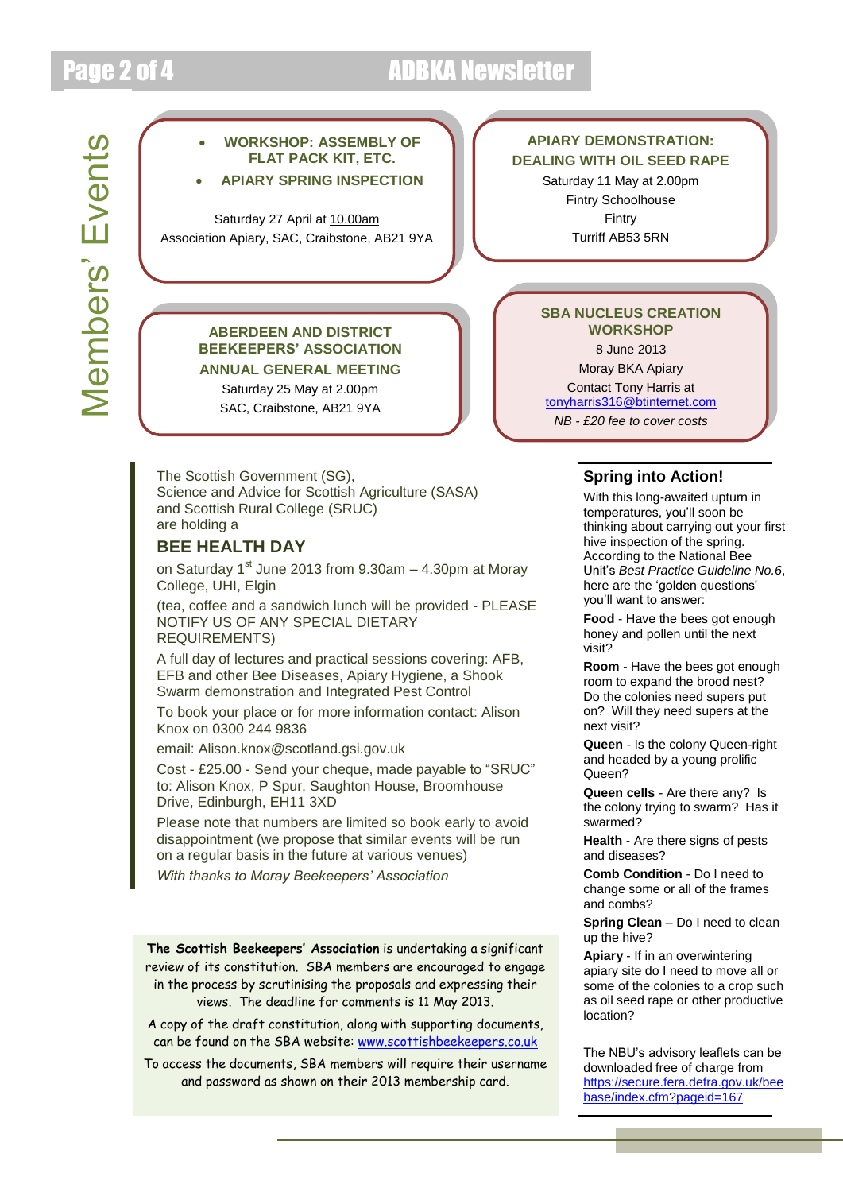# Members' Events

- **WORKSHOP: ASSEMBLY OF FLAT PACK KIT, ETC.**
- **APIARY SPRING INSPECTION**

Saturday 27 April at 10.00am
Association Apiary, SAC, Craibstone, AB21 9YA

**APIARY DEMONSTRATION: DEALING WITH OIL SEED RAPE**

Saturday 11 May at 2.00pm
Fintry Schoolhouse
Fintry
Turriff AB53 5RN

**ABERDEEN AND DISTRICT BEEKEEPERS' ASSOCIATION**

**ANNUAL GENERAL MEETING**

Saturday 25 May at 2.00pm
SAC, Craibstone, AB21 9YA

**SBA NUCLEUS CREATION WORKSHOP**

8 June 2013
Moray BKA Apiary
Contact Tony Harris at
tonyharris316@btinternet.com

*NB - £20 fee to cover costs*

The Scottish Government (SG),
Science and Advice for Scottish Agriculture (SASA)
and Scottish Rural College (SRUC)
are holding a

## BEE HEALTH DAY

on Saturday 1st June 2013 from 9.30am – 4.30pm at Moray College, UHI, Elgin

(tea, coffee and a sandwich lunch will be provided - PLEASE NOTIFY US OF ANY SPECIAL DIETARY REQUIREMENTS)

A full day of lectures and practical sessions covering: AFB, EFB and other Bee Diseases, Apiary Hygiene, a Shook Swarm demonstration and Integrated Pest Control

To book your place or for more information contact: Alison Knox on 0300 244 9836

email: Alison.knox@scotland.gsi.gov.uk

Cost - £25.00 - Send your cheque, made payable to "SRUC" to: Alison Knox, P Spur, Saughton House, Broomhouse Drive, Edinburgh, EH11 3XD

Please note that numbers are limited so book early to avoid disappointment (we propose that similar events will be run on a regular basis in the future at various venues)

*With thanks to Moray Beekeepers' Association*

**The Scottish Beekeepers' Association** is undertaking a significant review of its constitution. SBA members are encouraged to engage in the process by scrutinising the proposals and expressing their views. The deadline for comments is 11 May 2013.

A copy of the draft constitution, along with supporting documents, can be found on the SBA website: www.scottishbeekeepers.co.uk

To access the documents, SBA members will require their username and password as shown on their 2013 membership card.

## Spring into Action!

With this long-awaited upturn in temperatures, you'll soon be thinking about carrying out your first hive inspection of the spring. According to the National Bee Unit's *Best Practice Guideline No.6*, here are the 'golden questions' you'll want to answer:

**Food** - Have the bees got enough honey and pollen until the next visit?

**Room** - Have the bees got enough room to expand the brood nest? Do the colonies need supers put on? Will they need supers at the next visit?

**Queen** - Is the colony Queen-right and headed by a young prolific Queen?

**Queen cells** - Are there any? Is the colony trying to swarm? Has it swarmed?

**Health** - Are there signs of pests and diseases?

**Comb Condition** - Do I need to change some or all of the frames and combs?

**Spring Clean** – Do I need to clean up the hive?

**Apiary** - If in an overwintering apiary site do I need to move all or some of the colonies to a crop such as oil seed rape or other productive location?

The NBU's advisory leaflets can be downloaded free of charge from https://secure.fera.defra.gov.uk/beebase/index.cfm?pageid=167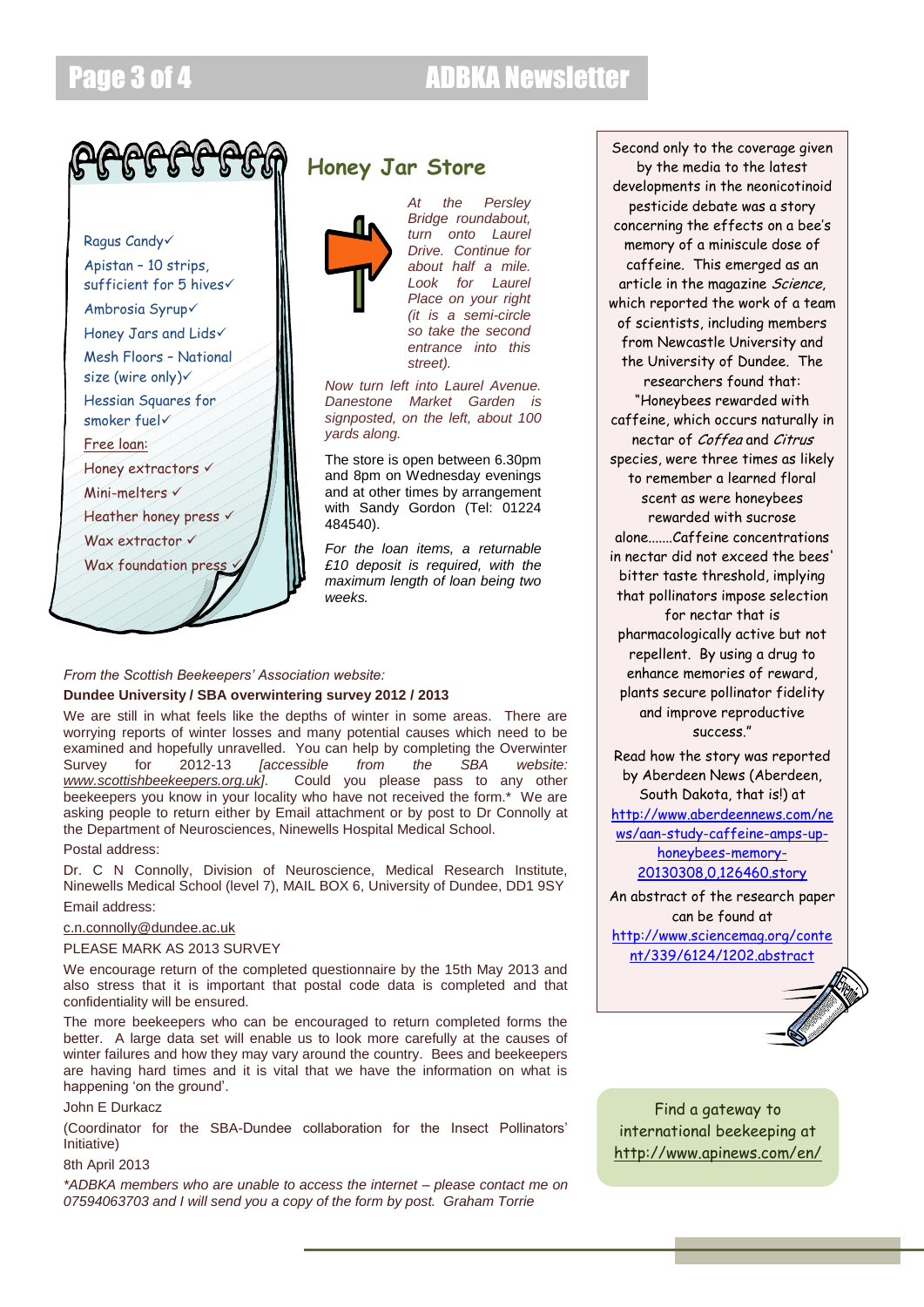Ragus Candy✓

Apistan – 10 strips, sufficient for 5 hives✓

Ambrosia Syrup✓

Honey Jars and Lids✓

Mesh Floors – National size (wire only)✓

Hessian Squares for smoker fuel✓

Free loan:

Honey extractors ✓

Mini-melters ✓

Heather honey press ✓

Wax extractor ✓

Wax foundation press ✓

## Honey Jar Store

*At the Persley Bridge roundabout, turn onto Laurel Drive. Continue for about half a mile. Look for Laurel Place on your right (it is a semi-circle so take the second entrance into this street).*

*Now turn left into Laurel Avenue. Danestone Market Garden is signposted, on the left, about 100 yards along.*

The store is open between 6.30pm and 8pm on Wednesday evenings and at other times by arrangement with Sandy Gordon (Tel: 01224 484540).

*For the loan items, a returnable £10 deposit is required, with the maximum length of loan being two weeks.*

*From the Scottish Beekeepers' Association website:*

**Dundee University / SBA overwintering survey 2012 / 2013**

We are still in what feels like the depths of winter in some areas. There are worrying reports of winter losses and many potential causes which need to be examined and hopefully unravelled. You can help by completing the Overwinter Survey for 2012-13 *[accessible from the SBA website: www.scottishbeekeepers.org.uk]*. Could you please pass to any other beekeepers you know in your locality who have not received the form.* We are asking people to return either by Email attachment or by post to Dr Connolly at the Department of Neurosciences, Ninewells Hospital Medical School.

Postal address:

Dr. C N Connolly, Division of Neuroscience, Medical Research Institute, Ninewells Medical School (level 7), MAIL BOX 6, University of Dundee, DD1 9SY

Email address:

c.n.connolly@dundee.ac.uk

PLEASE MARK AS 2013 SURVEY

We encourage return of the completed questionnaire by the 15th May 2013 and also stress that it is important that postal code data is completed and that confidentiality will be ensured.

The more beekeepers who can be encouraged to return completed forms the better. A large data set will enable us to look more carefully at the causes of winter failures and how they may vary around the country. Bees and beekeepers are having hard times and it is vital that we have the information on what is happening 'on the ground'.

John E Durkacz

(Coordinator for the SBA-Dundee collaboration for the Insect Pollinators' Initiative)

8th April 2013

*\*ADBKA members who are unable to access the internet – please contact me on 07594063703 and I will send you a copy of the form by post. Graham Torrie*

Second only to the coverage given by the media to the latest developments in the neonicotinoid pesticide debate was a story concerning the effects on a bee's memory of a miniscule dose of caffeine. This emerged as an article in the magazine *Science*, which reported the work of a team of scientists, including members from Newcastle University and the University of Dundee. The researchers found that: "Honeybees rewarded with caffeine, which occurs naturally in nectar of *Coffea* and *Citrus* species, were three times as likely to remember a learned floral scent as were honeybees rewarded with sucrose alone.......Caffeine concentrations in nectar did not exceed the bees' bitter taste threshold, implying that pollinators impose selection for nectar that is pharmacologically active but not repellent. By using a drug to enhance memories of reward, plants secure pollinator fidelity and improve reproductive success."

Read how the story was reported by Aberdeen News (Aberdeen, South Dakota, that is!) at http://www.aberdeennews.com/news/aan-study-caffeine-amps-up-honeybees-memory-20130308,0,126460.story

An abstract of the research paper can be found at http://www.sciencemag.org/content/339/6124/1202.abstract

Find a gateway to international beekeeping at http://www.apinews.com/en/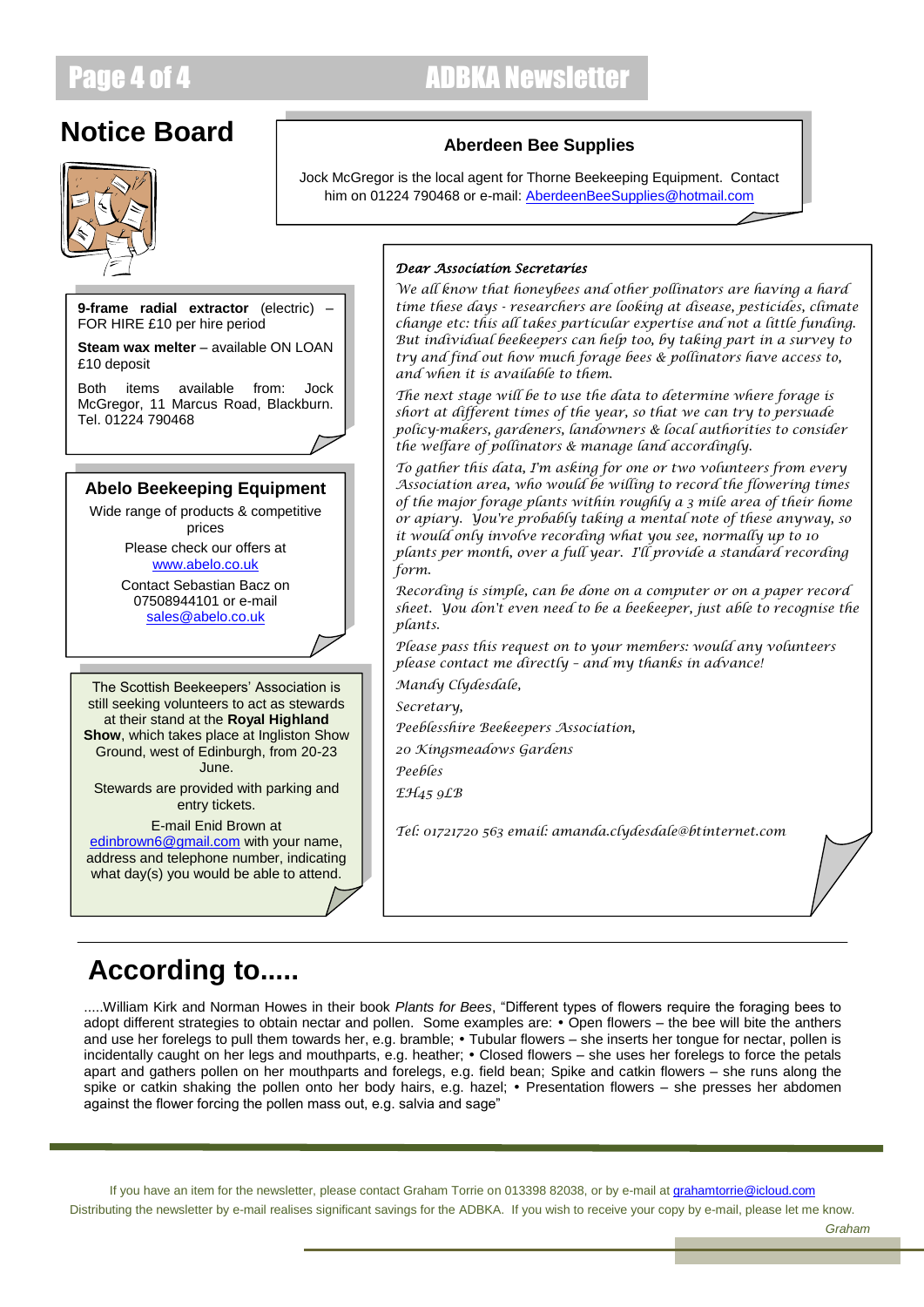## Notice Board

### Aberdeen Bee Supplies

Jock McGregor is the local agent for Thorne Beekeeping Equipment. Contact him on 01224 790468 or e-mail: AberdeenBeeSupplies@hotmail.com

**9-frame radial extractor** (electric) – FOR HIRE £10 per hire period

**Steam wax melter** – available ON LOAN £10 deposit

Both items available from: Jock McGregor, 11 Marcus Road, Blackburn. Tel. 01224 790468

### Abelo Beekeeping Equipment

Wide range of products & competitive prices

Please check our offers at www.abelo.co.uk

Contact Sebastian Bacz on 07508944101 or e-mail sales@abelo.co.uk

The Scottish Beekeepers' Association is still seeking volunteers to act as stewards at their stand at the **Royal Highland Show**, which takes place at Ingliston Show Ground, west of Edinburgh, from 20-23 June.

Stewards are provided with parking and entry tickets.

E-mail Enid Brown at edinbrown6@gmail.com with your name, address and telephone number, indicating what day(s) you would be able to attend.

*Dear Association Secretaries*

*We all know that honeybees and other pollinators are having a hard time these days - researchers are looking at disease, pesticides, climate change etc: this all takes particular expertise and not a little funding. But individual beekeepers can help too, by taking part in a survey to try and find out how much forage bees & pollinators have access to, and when it is available to them.*

*The next stage will be to use the data to determine where forage is short at different times of the year, so that we can try to persuade policy-makers, gardeners, landowners & local authorities to consider the welfare of pollinators & manage land accordingly.*

*To gather this data, I'm asking for one or two volunteers from every Association area, who would be willing to record the flowering times of the major forage plants within roughly a 3 mile area of their home or apiary. You're probably taking a mental note of these anyway, so it would only involve recording what you see, normally up to 10 plants per month, over a full year. I'll provide a standard recording form.*

*Recording is simple, can be done on a computer or on a paper record sheet. You don't even need to be a beekeeper, just able to recognise the plants.*

*Please pass this request on to your members: would any volunteers please contact me directly – and my thanks in advance!*

*Mandy Clydesdale,*

*Secretary,*

*Peeblesshire Beekeepers Association,*

*20 Kingsmeadows Gardens*

*Peebles*

*EH45 9LB*

*Tel: 01721720 563 email: amanda.clydesdale@btinternet.com*

## According to.....

.....William Kirk and Norman Howes in their book *Plants for Bees*, "Different types of flowers require the foraging bees to adopt different strategies to obtain nectar and pollen. Some examples are: • Open flowers – the bee will bite the anthers and use her forelegs to pull them towards her, e.g. bramble; • Tubular flowers – she inserts her tongue for nectar, pollen is incidentally caught on her legs and mouthparts, e.g. heather; • Closed flowers – she uses her forelegs to force the petals apart and gathers pollen on her mouthparts and forelegs, e.g. field bean; Spike and catkin flowers – she runs along the spike or catkin shaking the pollen onto her body hairs, e.g. hazel; • Presentation flowers – she presses her abdomen against the flower forcing the pollen mass out, e.g. salvia and sage"

If you have an item for the newsletter, please contact Graham Torrie on 013398 82038, or by e-mail at grahamtorrie@icloud.com

Distributing the newsletter by e-mail realises significant savings for the ADBKA. If you wish to receive your copy by e-mail, please let me know.

*Graham*